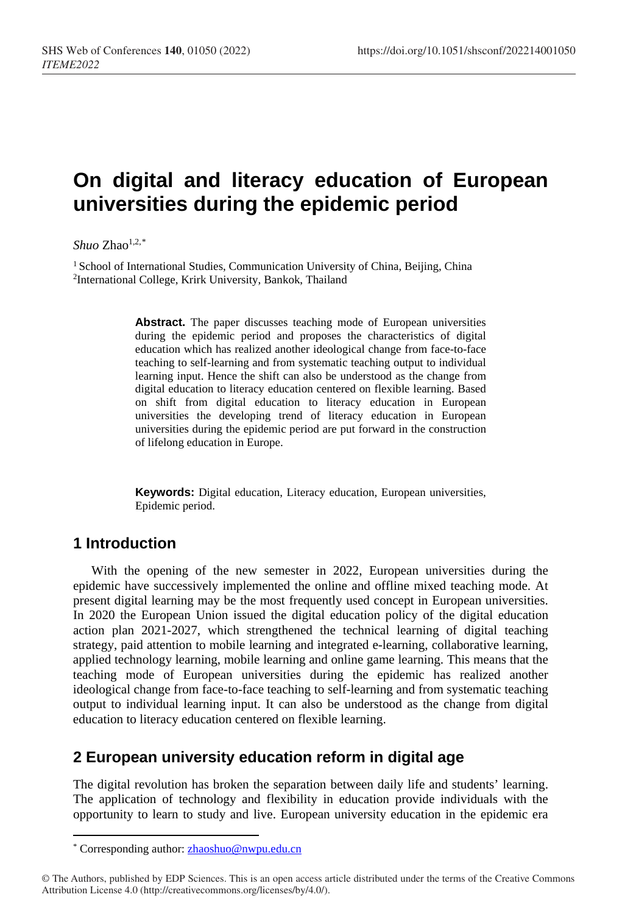# On digital and literacy education of European universities during the epidemic period

*Shuo* Zhao[1,2,*]

[1] School of International Studies, Communication University of China, Beijing, China
[2]International College, Krirk University, Bankok, Thailand

**Abstract.** The paper discusses teaching mode of European universities during the epidemic period and proposes the characteristics of digital education which has realized another ideological change from face-to-face teaching to self-learning and from systematic teaching output to individual learning input. Hence the shift can also be understood as the change from digital education to literacy education centered on flexible learning. Based on shift from digital education to literacy education in European universities the developing trend of literacy education in European universities during the epidemic period are put forward in the construction of lifelong education in Europe.

**Keywords:** Digital education, Literacy education, European universities, Epidemic period.

## 1 Introduction

With the opening of the new semester in 2022, European universities during the epidemic have successively implemented the online and offline mixed teaching mode. At present digital learning may be the most frequently used concept in European universities. In 2020 the European Union issued the digital education policy of the digital education action plan 2021-2027, which strengthened the technical learning of digital teaching strategy, paid attention to mobile learning and integrated e-learning, collaborative learning, applied technology learning, mobile learning and online game learning. This means that the teaching mode of European universities during the epidemic has realized another ideological change from face-to-face teaching to self-learning and from systematic teaching output to individual learning input. It can also be understood as the change from digital education to literacy education centered on flexible learning.

## 2 European university education reform in digital age

The digital revolution has broken the separation between daily life and students' learning. The application of technology and flexibility in education provide individuals with the opportunity to learn to study and live. European university education in the epidemic era

---

[*] Corresponding author: zhaoshuo@nwpu.edu.cn

© The Authors, published by EDP Sciences. This is an open access article distributed under the terms of the Creative Commons Attribution License 4.0 (http://creativecommons.org/licenses/by/4.0/).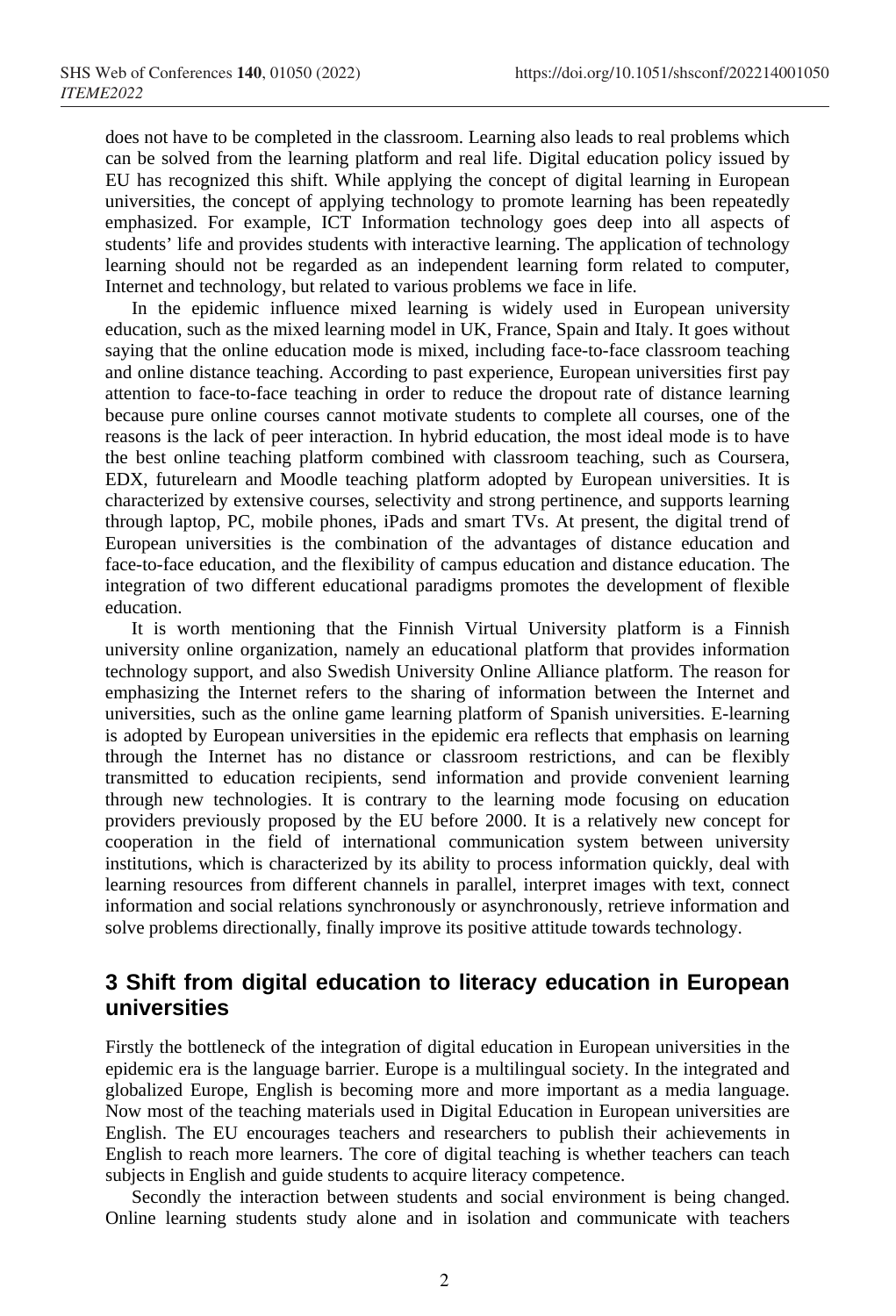does not have to be completed in the classroom. Learning also leads to real problems which can be solved from the learning platform and real life. Digital education policy issued by EU has recognized this shift. While applying the concept of digital learning in European universities, the concept of applying technology to promote learning has been repeatedly emphasized. For example, ICT Information technology goes deep into all aspects of students' life and provides students with interactive learning. The application of technology learning should not be regarded as an independent learning form related to computer, Internet and technology, but related to various problems we face in life.

In the epidemic influence mixed learning is widely used in European university education, such as the mixed learning model in UK, France, Spain and Italy. It goes without saying that the online education mode is mixed, including face-to-face classroom teaching and online distance teaching. According to past experience, European universities first pay attention to face-to-face teaching in order to reduce the dropout rate of distance learning because pure online courses cannot motivate students to complete all courses, one of the reasons is the lack of peer interaction. In hybrid education, the most ideal mode is to have the best online teaching platform combined with classroom teaching, such as Coursera, EDX, futurelearn and Moodle teaching platform adopted by European universities. It is characterized by extensive courses, selectivity and strong pertinence, and supports learning through laptop, PC, mobile phones, iPads and smart TVs. At present, the digital trend of European universities is the combination of the advantages of distance education and face-to-face education, and the flexibility of campus education and distance education. The integration of two different educational paradigms promotes the development of flexible education.

It is worth mentioning that the Finnish Virtual University platform is a Finnish university online organization, namely an educational platform that provides information technology support, and also Swedish University Online Alliance platform. The reason for emphasizing the Internet refers to the sharing of information between the Internet and universities, such as the online game learning platform of Spanish universities. E-learning is adopted by European universities in the epidemic era reflects that emphasis on learning through the Internet has no distance or classroom restrictions, and can be flexibly transmitted to education recipients, send information and provide convenient learning through new technologies. It is contrary to the learning mode focusing on education providers previously proposed by the EU before 2000. It is a relatively new concept for cooperation in the field of international communication system between university institutions, which is characterized by its ability to process information quickly, deal with learning resources from different channels in parallel, interpret images with text, connect information and social relations synchronously or asynchronously, retrieve information and solve problems directionally, finally improve its positive attitude towards technology.

## 3 Shift from digital education to literacy education in European universities

Firstly the bottleneck of the integration of digital education in European universities in the epidemic era is the language barrier. Europe is a multilingual society. In the integrated and globalized Europe, English is becoming more and more important as a media language. Now most of the teaching materials used in Digital Education in European universities are English. The EU encourages teachers and researchers to publish their achievements in English to reach more learners. The core of digital teaching is whether teachers can teach subjects in English and guide students to acquire literacy competence.

Secondly the interaction between students and social environment is being changed. Online learning students study alone and in isolation and communicate with teachers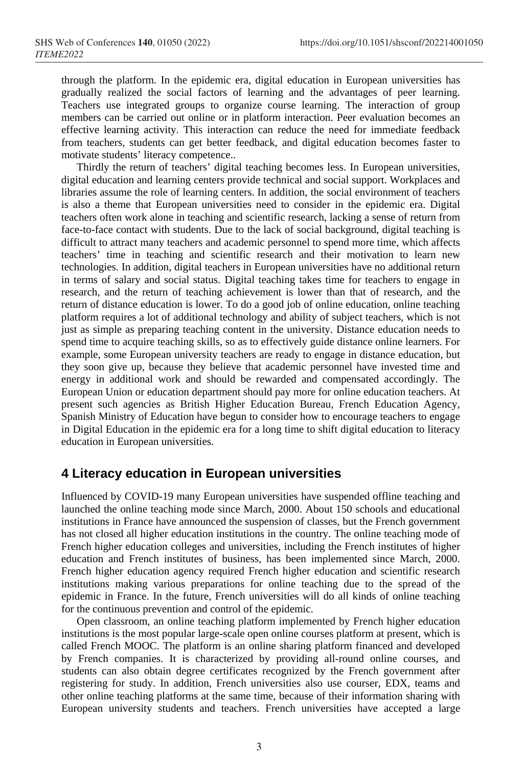through the platform. In the epidemic era, digital education in European universities has gradually realized the social factors of learning and the advantages of peer learning. Teachers use integrated groups to organize course learning. The interaction of group members can be carried out online or in platform interaction. Peer evaluation becomes an effective learning activity. This interaction can reduce the need for immediate feedback from teachers, students can get better feedback, and digital education becomes faster to motivate students' literacy competence..

Thirdly the return of teachers' digital teaching becomes less. In European universities, digital education and learning centers provide technical and social support. Workplaces and libraries assume the role of learning centers. In addition, the social environment of teachers is also a theme that European universities need to consider in the epidemic era. Digital teachers often work alone in teaching and scientific research, lacking a sense of return from face-to-face contact with students. Due to the lack of social background, digital teaching is difficult to attract many teachers and academic personnel to spend more time, which affects teachers' time in teaching and scientific research and their motivation to learn new technologies. In addition, digital teachers in European universities have no additional return in terms of salary and social status. Digital teaching takes time for teachers to engage in research, and the return of teaching achievement is lower than that of research, and the return of distance education is lower. To do a good job of online education, online teaching platform requires a lot of additional technology and ability of subject teachers, which is not just as simple as preparing teaching content in the university. Distance education needs to spend time to acquire teaching skills, so as to effectively guide distance online learners. For example, some European university teachers are ready to engage in distance education, but they soon give up, because they believe that academic personnel have invested time and energy in additional work and should be rewarded and compensated accordingly. The European Union or education department should pay more for online education teachers. At present such agencies as British Higher Education Bureau, French Education Agency, Spanish Ministry of Education have begun to consider how to encourage teachers to engage in Digital Education in the epidemic era for a long time to shift digital education to literacy education in European universities.

## 4 Literacy education in European universities

Influenced by COVID-19 many European universities have suspended offline teaching and launched the online teaching mode since March, 2000. About 150 schools and educational institutions in France have announced the suspension of classes, but the French government has not closed all higher education institutions in the country. The online teaching mode of French higher education colleges and universities, including the French institutes of higher education and French institutes of business, has been implemented since March, 2000. French higher education agency required French higher education and scientific research institutions making various preparations for online teaching due to the spread of the epidemic in France. In the future, French universities will do all kinds of online teaching for the continuous prevention and control of the epidemic.

Open classroom, an online teaching platform implemented by French higher education institutions is the most popular large-scale open online courses platform at present, which is called French MOOC. The platform is an online sharing platform financed and developed by French companies. It is characterized by providing all-round online courses, and students can also obtain degree certificates recognized by the French government after registering for study. In addition, French universities also use courser, EDX, teams and other online teaching platforms at the same time, because of their information sharing with European university students and teachers. French universities have accepted a large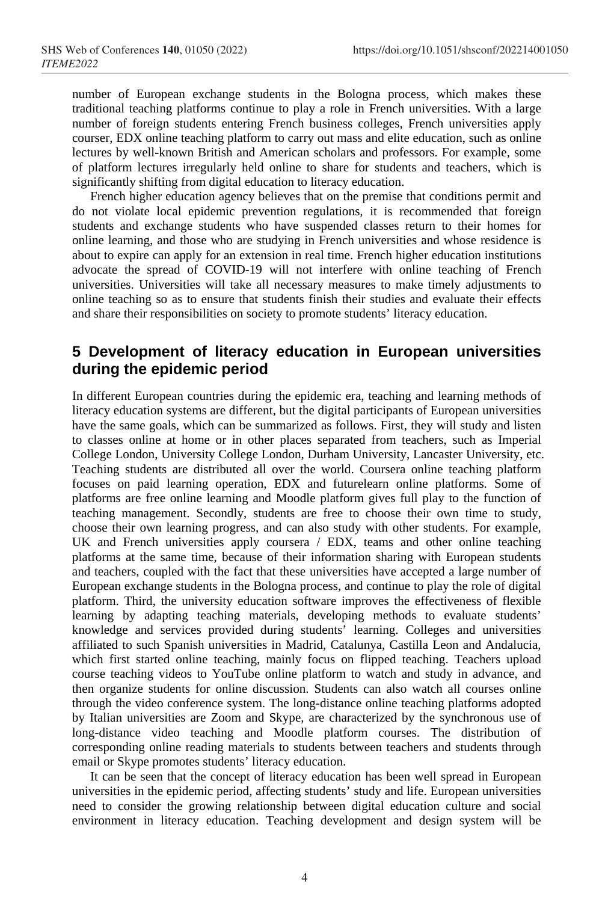number of European exchange students in the Bologna process, which makes these traditional teaching platforms continue to play a role in French universities. With a large number of foreign students entering French business colleges, French universities apply courser, EDX online teaching platform to carry out mass and elite education, such as online lectures by well-known British and American scholars and professors. For example, some of platform lectures irregularly held online to share for students and teachers, which is significantly shifting from digital education to literacy education.

French higher education agency believes that on the premise that conditions permit and do not violate local epidemic prevention regulations, it is recommended that foreign students and exchange students who have suspended classes return to their homes for online learning, and those who are studying in French universities and whose residence is about to expire can apply for an extension in real time. French higher education institutions advocate the spread of COVID-19 will not interfere with online teaching of French universities. Universities will take all necessary measures to make timely adjustments to online teaching so as to ensure that students finish their studies and evaluate their effects and share their responsibilities on society to promote students' literacy education.

## 5 Development of literacy education in European universities during the epidemic period

In different European countries during the epidemic era, teaching and learning methods of literacy education systems are different, but the digital participants of European universities have the same goals, which can be summarized as follows. First, they will study and listen to classes online at home or in other places separated from teachers, such as Imperial College London, University College London, Durham University, Lancaster University, etc. Teaching students are distributed all over the world. Coursera online teaching platform focuses on paid learning operation, EDX and futurelearn online platforms. Some of platforms are free online learning and Moodle platform gives full play to the function of teaching management. Secondly, students are free to choose their own time to study, choose their own learning progress, and can also study with other students. For example, UK and French universities apply coursera / EDX, teams and other online teaching platforms at the same time, because of their information sharing with European students and teachers, coupled with the fact that these universities have accepted a large number of European exchange students in the Bologna process, and continue to play the role of digital platform. Third, the university education software improves the effectiveness of flexible learning by adapting teaching materials, developing methods to evaluate students' knowledge and services provided during students' learning. Colleges and universities affiliated to such Spanish universities in Madrid, Catalunya, Castilla Leon and Andalucia, which first started online teaching, mainly focus on flipped teaching. Teachers upload course teaching videos to YouTube online platform to watch and study in advance, and then organize students for online discussion. Students can also watch all courses online through the video conference system. The long-distance online teaching platforms adopted by Italian universities are Zoom and Skype, are characterized by the synchronous use of long-distance video teaching and Moodle platform courses. The distribution of corresponding online reading materials to students between teachers and students through email or Skype promotes students' literacy education.

It can be seen that the concept of literacy education has been well spread in European universities in the epidemic period, affecting students' study and life. European universities need to consider the growing relationship between digital education culture and social environment in literacy education. Teaching development and design system will be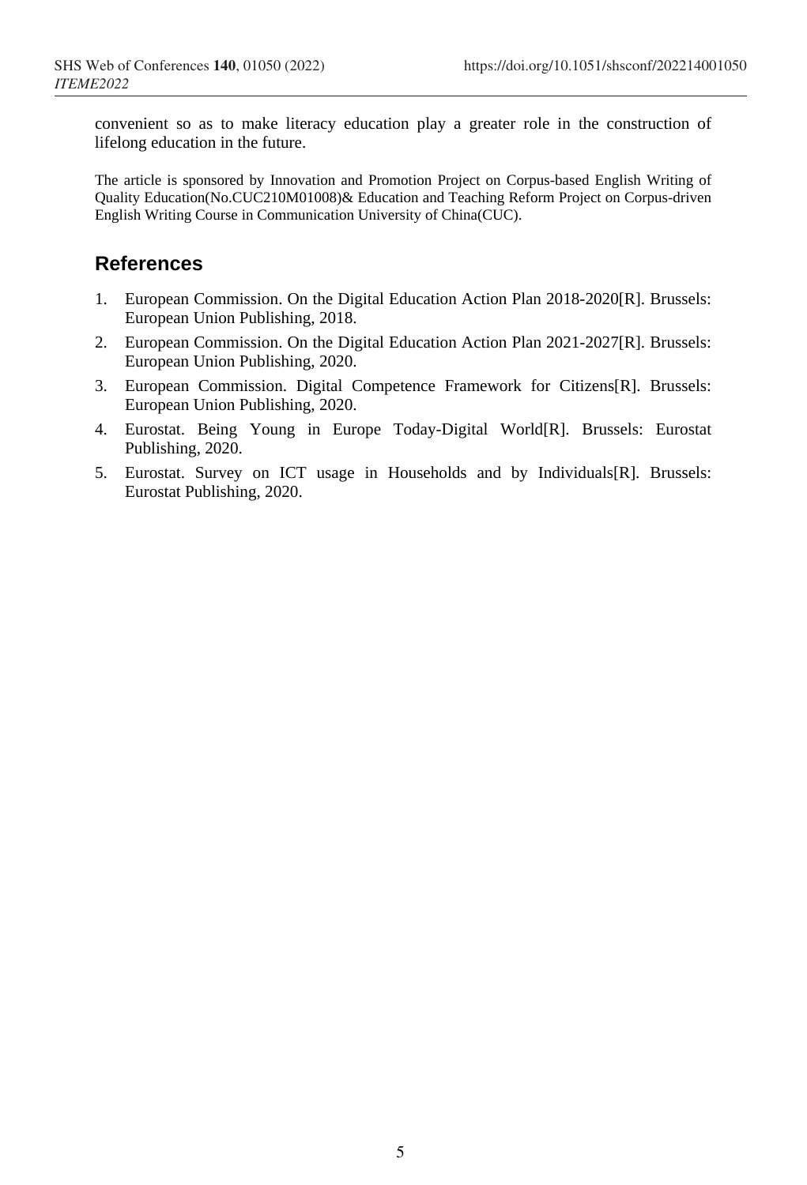convenient so as to make literacy education play a greater role in the construction of lifelong education in the future.

The article is sponsored by Innovation and Promotion Project on Corpus-based English Writing of Quality Education(No.CUC210M01008)& Education and Teaching Reform Project on Corpus-driven English Writing Course in Communication University of China(CUC).

## References

1. European Commission. On the Digital Education Action Plan 2018-2020[R]. Brussels: European Union Publishing, 2018.
2. European Commission. On the Digital Education Action Plan 2021-2027[R]. Brussels: European Union Publishing, 2020.
3. European Commission. Digital Competence Framework for Citizens[R]. Brussels: European Union Publishing, 2020.
4. Eurostat. Being Young in Europe Today-Digital World[R]. Brussels: Eurostat Publishing, 2020.
5. Eurostat. Survey on ICT usage in Households and by Individuals[R]. Brussels: Eurostat Publishing, 2020.